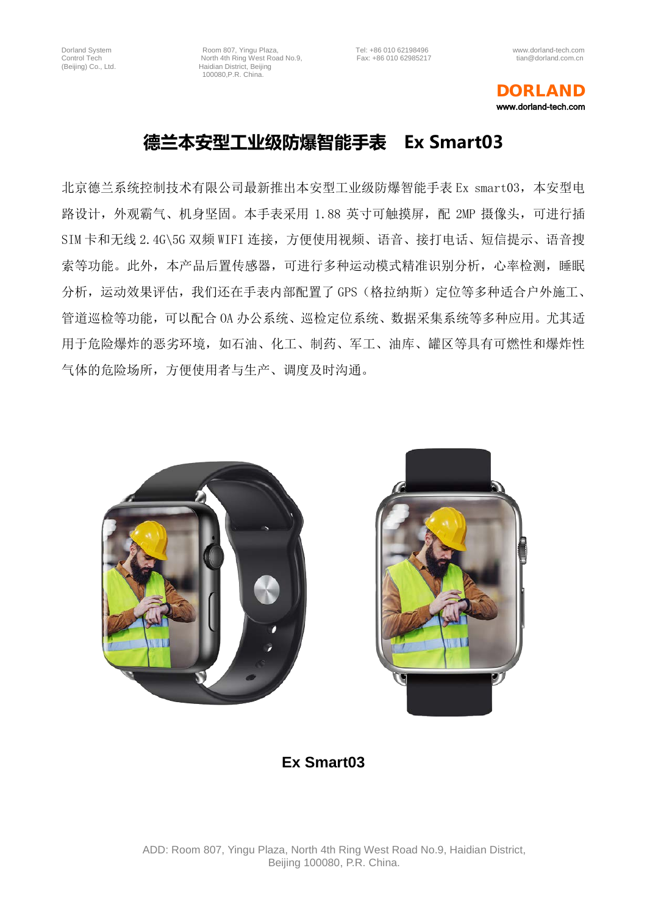# 德兰本安型工业级防爆智能手表　Ex Smart03

北京德兰系统控制技术有限公司最新推出本安型工业级防爆智能手表 Ex smart03，本安型电路设计，外观霸气、机身坚固。本手表采用 1.88 英寸可触摸屏，配 2MP 摄像头，可进行插 SIM 卡和无线 2.4G\5G 双频 WIFI 连接，方便使用视频、语音、接打电话、短信提示、语音搜索等功能。此外，本产品后置传感器，可进行多种运动模式精准识别分析，心率检测，睡眠分析，运动效果评估，我们还在手表内部配置了 GPS（格拉纳斯）定位等多种适合户外施工、管道巡检等功能，可以配合 OA 办公系统、巡检定位系统、数据采集系统等多种应用。尤其适用于危险爆炸的恶劣环境，如石油、化工、制药、军工、油库、罐区等具有可燃性和爆炸性气体的危险场所，方便使用者与生产、调度及时沟通。

**Ex Smart03**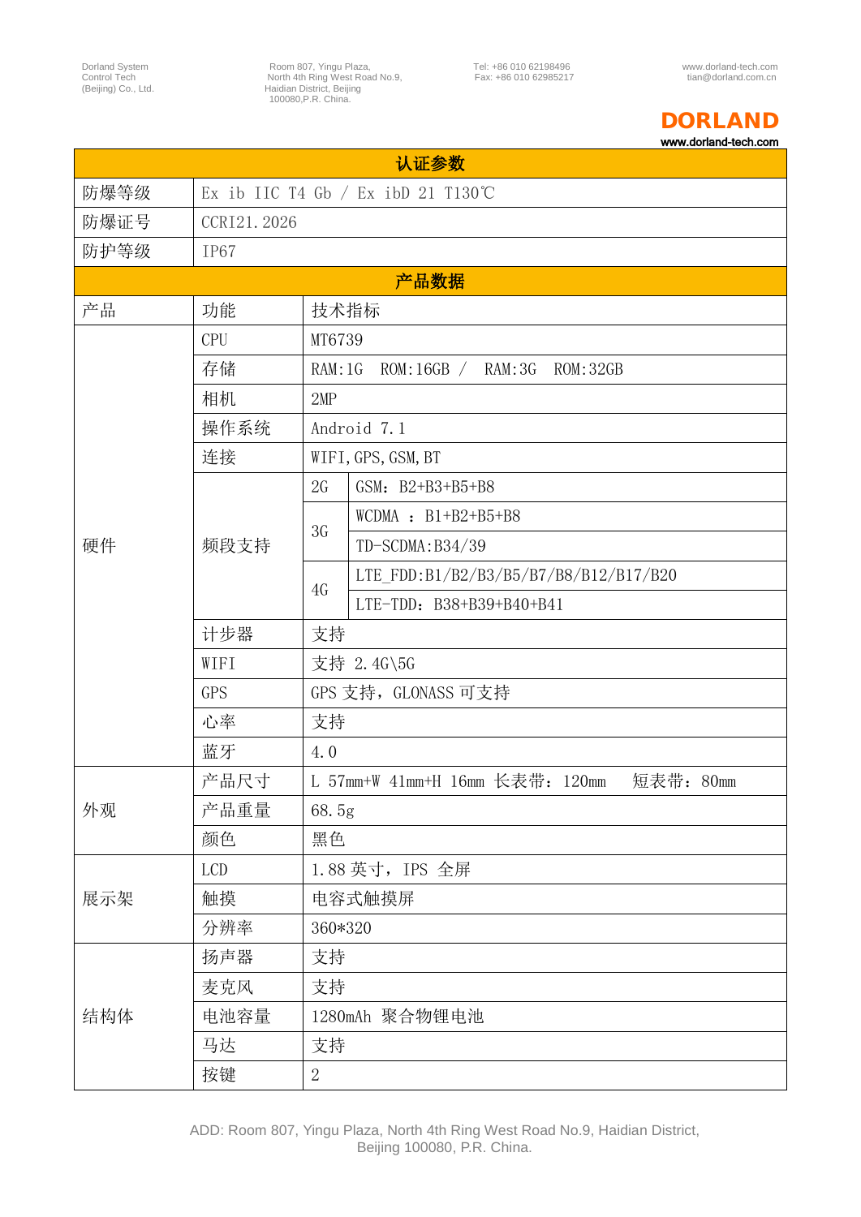| 认证参数 | | | |
|---|---|---|---|
| 防爆等级 | Ex ib IIC T4 Gb / Ex ibD 21 T130℃ | | |
| 防爆证号 | CCRI21.2026 | | |
| 防护等级 | IP67 | | |

| 产品数据 | | | |
|---|---|---|---|
| 产品 | 功能 | 技术指标 | |
| 硬件 | CPU | MT6739 | |
| | 存储 | RAM:1G ROM:16GB / RAM:3G ROM:32GB | |
| | 相机 | 2MP | |
| | 操作系统 | Android 7.1 | |
| | 连接 | WIFI,GPS,GSM,BT | |
| | 频段支持 | 2G | GSM：B2+B3+B5+B8 |
| | | 3G | WCDMA ：B1+B2+B5+B8 |
| | | | TD-SCDMA:B34/39 |
| | | 4G | LTE_FDD:B1/B2/B3/B5/B7/B8/B12/B17/B20 |
| | | | LTE-TDD：B38+B39+B40+B41 |
| | 计步器 | 支持 | |
| | WIFI | 支持 2.4G\5G | |
| | GPS | GPS 支持，GLONASS 可支持 | |
| | 心率 | 支持 | |
| | 蓝牙 | 4.0 | |
| 外观 | 产品尺寸 | L 57mm+W 41mm+H 16mm 长表带：120mm 短表带：80mm | |
| | 产品重量 | 68.5g | |
| | 颜色 | 黑色 | |
| 展示架 | LCD | 1.88 英寸，IPS 全屏 | |
| | 触摸 | 电容式触摸屏 | |
| | 分辨率 | 360*320 | |
| 结构体 | 扬声器 | 支持 | |
| | 麦克风 | 支持 | |
| | 电池容量 | 1280mAh 聚合物锂电池 | |
| | 马达 | 支持 | |
| | 按键 | 2 | |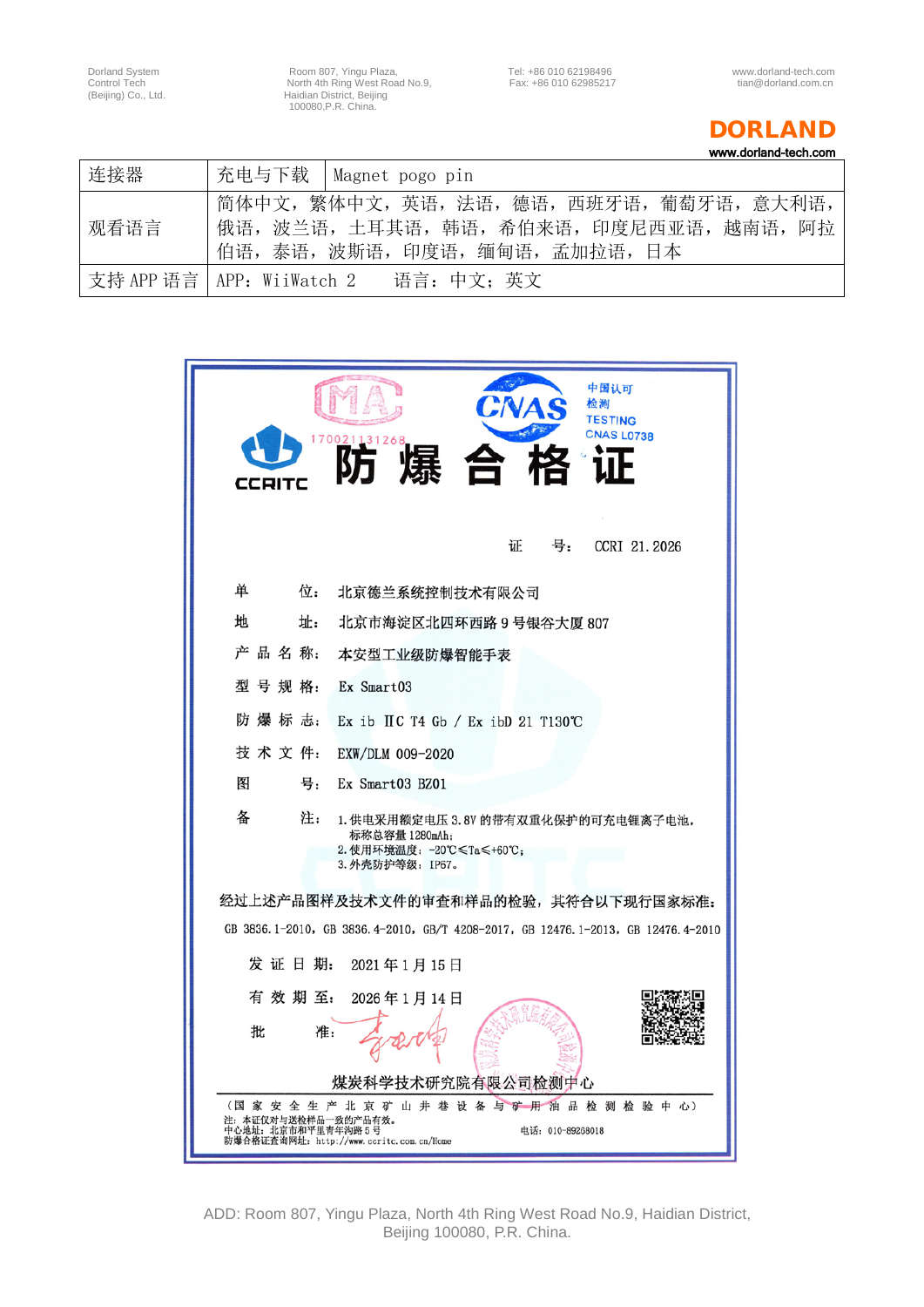| | | |
|---|---|---|
| 连接器 | 充电与下载 | Magnet pogo pin |
| 观看语言 | 简体中文，繁体中文，英语，法语，德语，西班牙语，葡萄牙语，意大利语，俄语，波兰语，土耳其语，韩语，希伯来语，印度尼西亚语，越南语，阿拉伯语，泰语，波斯语，印度语，缅甸语，孟加拉语，日本 | |
| 支持 APP 语言 | APP：WiiWatch 2　　语言：中文；英文 | |

CCRITC

170021131268

中国认可 检测 TESTING CNAS L0738

# 防爆合格证

证　　号： CCRI 21.2026

单　　位： 北京德兰系统控制技术有限公司

地　　址： 北京市海淀区北四环西路 9 号银谷大厦 807

产品名称： 本安型工业级防爆智能手表

型号规格： Ex Smart03

防爆标志： Ex ib ⅡC T4 Gb / Ex ibD 21 T130℃

技术文件： EXW/DLM 009-2020

图　　号： Ex Smart03 BZ01

备　　注： 1.供电采用额定电压 3.8V 的带有双重化保护的可充电锂离子电池，标称总容量 1280mAh；
2.使用环境温度：-20℃≤Ta≤+60℃；
3.外壳防护等级：IP67。

经过上述产品图样及技术文件的审查和样品的检验，其符合以下现行国家标准：

GB 3836.1-2010，GB 3836.4-2010，GB/T 4208-2017，GB 12476.1-2013，GB 12476.4-2010

发证日期： 2021 年 1 月 15 日

有效期至： 2026 年 1 月 14 日

批　　准：

煤炭科学技术研究院有限公司检测中心

（国家安全生产北京矿山井巷设备与矿用油品检测检验中心）

注：本证仅对与送检样品一致的产品有效。
中心地址：北京市和平里青年沟路 5 号　　电话：010-89268018
防爆合格证查询网址：http://www.ccritc.com.cn/Home

ADD: Room 807, Yingu Plaza, North 4th Ring West Road No.9, Haidian District, Beijing 100080, P.R. China.